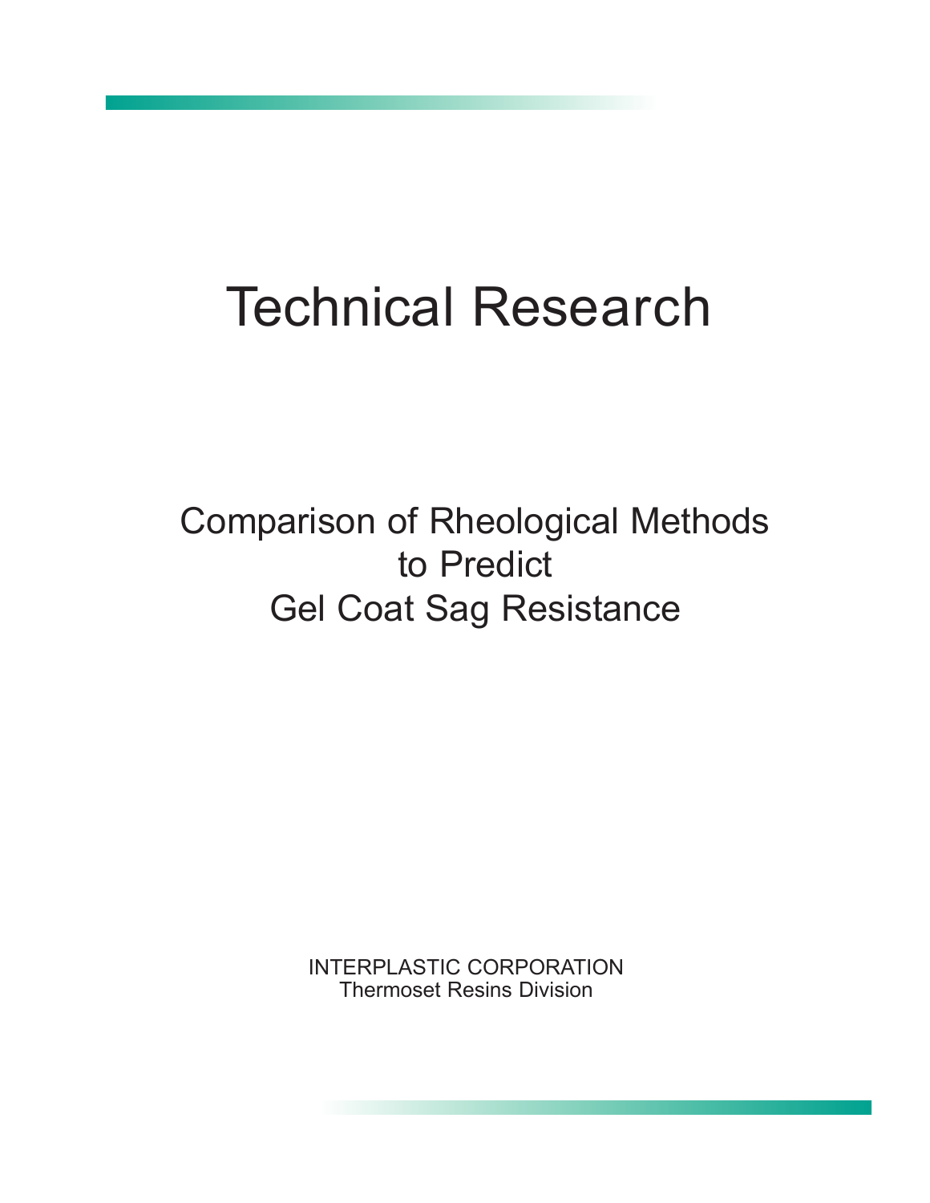# Technical Research

## Comparison of Rheological Methods to Predict Gel Coat Sag Resistance

INTERPLASTIC CORPORATION
Thermoset Resins Division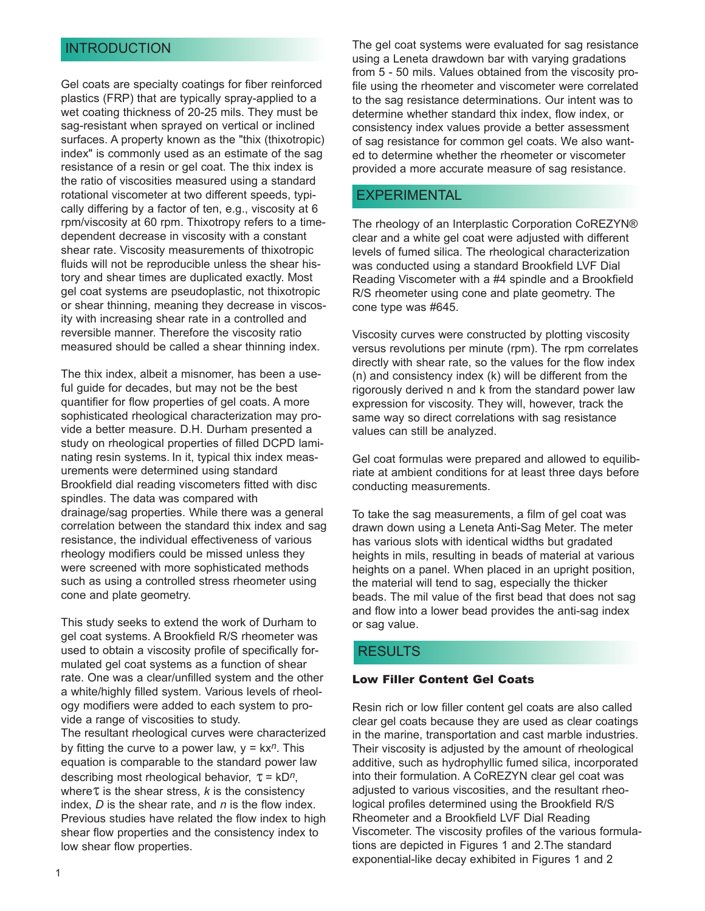## INTRODUCTION

Gel coats are specialty coatings for fiber reinforced plastics (FRP) that are typically spray-applied to a wet coating thickness of 20-25 mils. They must be sag-resistant when sprayed on vertical or inclined surfaces. A property known as the "thix (thixotropic) index" is commonly used as an estimate of the sag resistance of a resin or gel coat. The thix index is the ratio of viscosities measured using a standard rotational viscometer at two different speeds, typically differing by a factor of ten, e.g., viscosity at 6 rpm/viscosity at 60 rpm. Thixotropy refers to a time-dependent decrease in viscosity with a constant shear rate. Viscosity measurements of thixotropic fluids will not be reproducible unless the shear history and shear times are duplicated exactly. Most gel coat systems are pseudoplastic, not thixotropic or shear thinning, meaning they decrease in viscosity with increasing shear rate in a controlled and reversible manner. Therefore the viscosity ratio measured should be called a shear thinning index.

The thix index, albeit a misnomer, has been a useful guide for decades, but may not be the best quantifier for flow properties of gel coats. A more sophisticated rheological characterization may provide a better measure. D.H. Durham presented a study on rheological properties of filled DCPD laminating resin systems. In it, typical thix index measurements were determined using standard Brookfield dial reading viscometers fitted with disc spindles. The data was compared with drainage/sag properties. While there was a general correlation between the standard thix index and sag resistance, the individual effectiveness of various rheology modifiers could be missed unless they were screened with more sophisticated methods such as using a controlled stress rheometer using cone and plate geometry.

This study seeks to extend the work of Durham to gel coat systems. A Brookfield R/S rheometer was used to obtain a viscosity profile of specifically formulated gel coat systems as a function of shear rate. One was a clear/unfilled system and the other a white/highly filled system. Various levels of rheology modifiers were added to each system to provide a range of viscosities to study.
The resultant rheological curves were characterized by fitting the curve to a power law, $y = kx^n$. This equation is comparable to the standard power law describing most rheological behavior, $\tau = kD^n$, where $\tau$ is the shear stress, $k$ is the consistency index, $D$ is the shear rate, and $n$ is the flow index. Previous studies have related the flow index to high shear flow properties and the consistency index to low shear flow properties.

The gel coat systems were evaluated for sag resistance using a Leneta drawdown bar with varying gradations from 5 - 50 mils. Values obtained from the viscosity profile using the rheometer and viscometer were correlated to the sag resistance determinations. Our intent was to determine whether standard thix index, flow index, or consistency index values provide a better assessment of sag resistance for common gel coats. We also wanted to determine whether the rheometer or viscometer provided a more accurate measure of sag resistance.

## EXPERIMENTAL

The rheology of an Interplastic Corporation CoREZYN® clear and a white gel coat were adjusted with different levels of fumed silica. The rheological characterization was conducted using a standard Brookfield LVF Dial Reading Viscometer with a #4 spindle and a Brookfield R/S rheometer using cone and plate geometry. The cone type was #645.

Viscosity curves were constructed by plotting viscosity versus revolutions per minute (rpm). The rpm correlates directly with shear rate, so the values for the flow index (n) and consistency index (k) will be different from the rigorously derived n and k from the standard power law expression for viscosity. They will, however, track the same way so direct correlations with sag resistance values can still be analyzed.

Gel coat formulas were prepared and allowed to equilibriate at ambient conditions for at least three days before conducting measurements.

To take the sag measurements, a film of gel coat was drawn down using a Leneta Anti-Sag Meter. The meter has various slots with identical widths but gradated heights in mils, resulting in beads of material at various heights on a panel. When placed in an upright position, the material will tend to sag, especially the thicker beads. The mil value of the first bead that does not sag and flow into a lower bead provides the anti-sag index or sag value.

## RESULTS

### Low Filler Content Gel Coats

Resin rich or low filler content gel coats are also called clear gel coats because they are used as clear coatings in the marine, transportation and cast marble industries. Their viscosity is adjusted by the amount of rheological additive, such as hydrophyllic fumed silica, incorporated into their formulation. A CoREZYN clear gel coat was adjusted to various viscosities, and the resultant rheological profiles determined using the Brookfield R/S Rheometer and a Brookfield LVF Dial Reading Viscometer. The viscosity profiles of the various formulations are depicted in Figures 1 and 2.The standard exponential-like decay exhibited in Figures 1 and 2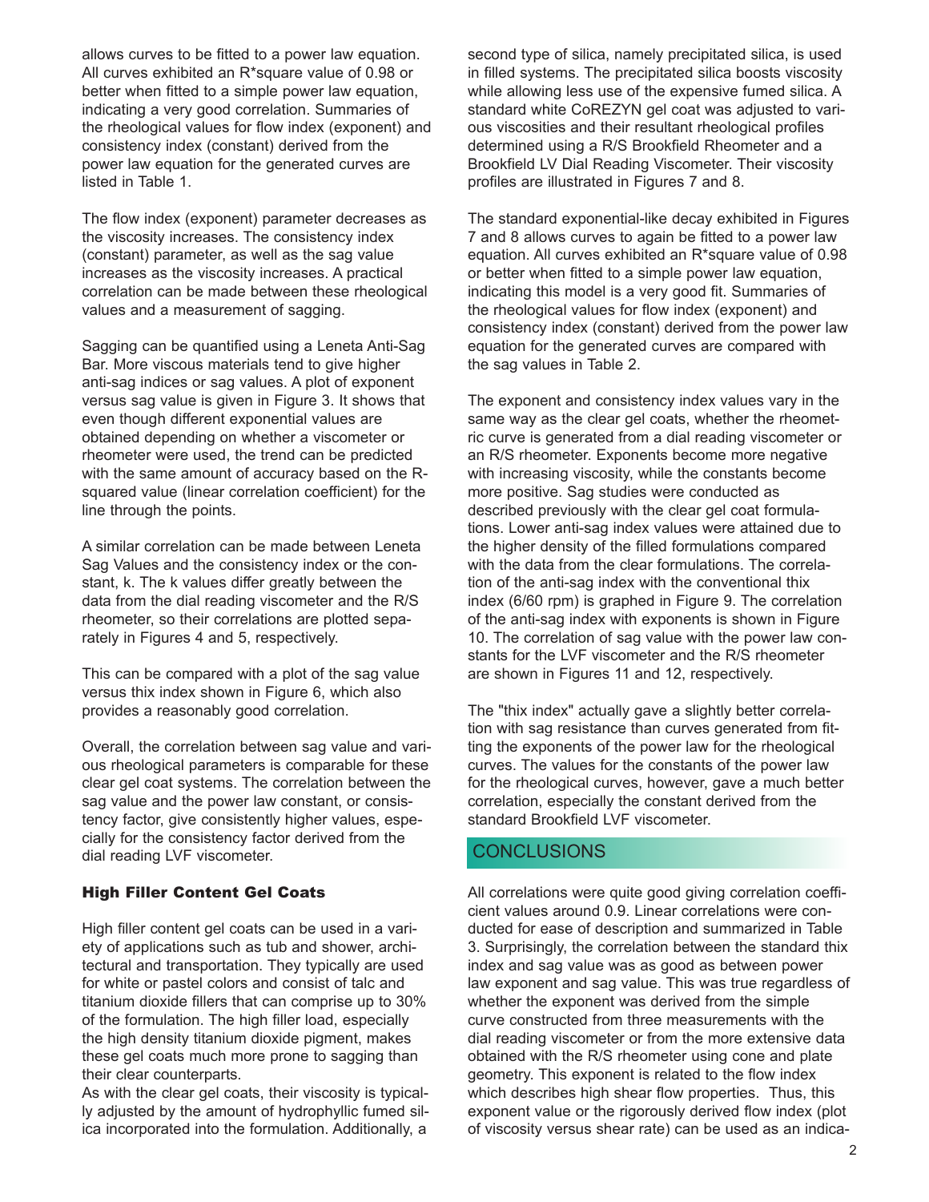allows curves to be fitted to a power law equation. All curves exhibited an R*square value of 0.98 or better when fitted to a simple power law equation, indicating a very good correlation. Summaries of the rheological values for flow index (exponent) and consistency index (constant) derived from the power law equation for the generated curves are listed in Table 1.

The flow index (exponent) parameter decreases as the viscosity increases. The consistency index (constant) parameter, as well as the sag value increases as the viscosity increases. A practical correlation can be made between these rheological values and a measurement of sagging.

Sagging can be quantified using a Leneta Anti-Sag Bar. More viscous materials tend to give higher anti-sag indices or sag values. A plot of exponent versus sag value is given in Figure 3. It shows that even though different exponential values are obtained depending on whether a viscometer or rheometer were used, the trend can be predicted with the same amount of accuracy based on the R-squared value (linear correlation coefficient) for the line through the points.

A similar correlation can be made between Leneta Sag Values and the consistency index or the constant, k. The k values differ greatly between the data from the dial reading viscometer and the R/S rheometer, so their correlations are plotted separately in Figures 4 and 5, respectively.

This can be compared with a plot of the sag value versus thix index shown in Figure 6, which also provides a reasonably good correlation.

Overall, the correlation between sag value and various rheological parameters is comparable for these clear gel coat systems. The correlation between the sag value and the power law constant, or consistency factor, give consistently higher values, especially for the consistency factor derived from the dial reading LVF viscometer.

### High Filler Content Gel Coats

High filler content gel coats can be used in a variety of applications such as tub and shower, architectural and transportation. They typically are used for white or pastel colors and consist of talc and titanium dioxide fillers that can comprise up to 30% of the formulation. The high filler load, especially the high density titanium dioxide pigment, makes these gel coats much more prone to sagging than their clear counterparts.

As with the clear gel coats, their viscosity is typically adjusted by the amount of hydrophyllic fumed silica incorporated into the formulation. Additionally, a second type of silica, namely precipitated silica, is used in filled systems. The precipitated silica boosts viscosity while allowing less use of the expensive fumed silica. A standard white CoREZYN gel coat was adjusted to various viscosities and their resultant rheological profiles determined using a R/S Brookfield Rheometer and a Brookfield LV Dial Reading Viscometer. Their viscosity profiles are illustrated in Figures 7 and 8.

The standard exponential-like decay exhibited in Figures 7 and 8 allows curves to again be fitted to a power law equation. All curves exhibited an R*square value of 0.98 or better when fitted to a simple power law equation, indicating this model is a very good fit. Summaries of the rheological values for flow index (exponent) and consistency index (constant) derived from the power law equation for the generated curves are compared with the sag values in Table 2.

The exponent and consistency index values vary in the same way as the clear gel coats, whether the rheometric curve is generated from a dial reading viscometer or an R/S rheometer. Exponents become more negative with increasing viscosity, while the constants become more positive. Sag studies were conducted as described previously with the clear gel coat formulations. Lower anti-sag index values were attained due to the higher density of the filled formulations compared with the data from the clear formulations. The correlation of the anti-sag index with the conventional thix index (6/60 rpm) is graphed in Figure 9. The correlation of the anti-sag index with exponents is shown in Figure 10. The correlation of sag value with the power law constants for the LVF viscometer and the R/S rheometer are shown in Figures 11 and 12, respectively.

The "thix index" actually gave a slightly better correlation with sag resistance than curves generated from fitting the exponents of the power law for the rheological curves. The values for the constants of the power law for the rheological curves, however, gave a much better correlation, especially the constant derived from the standard Brookfield LVF viscometer.

## CONCLUSIONS

All correlations were quite good giving correlation coefficient values around 0.9. Linear correlations were conducted for ease of description and summarized in Table 3. Surprisingly, the correlation between the standard thix index and sag value was as good as between power law exponent and sag value. This was true regardless of whether the exponent was derived from the simple curve constructed from three measurements with the dial reading viscometer or from the more extensive data obtained with the R/S rheometer using cone and plate geometry. This exponent is related to the flow index which describes high shear flow properties. Thus, this exponent value or the rigorously derived flow index (plot of viscosity versus shear rate) can be used as an indica-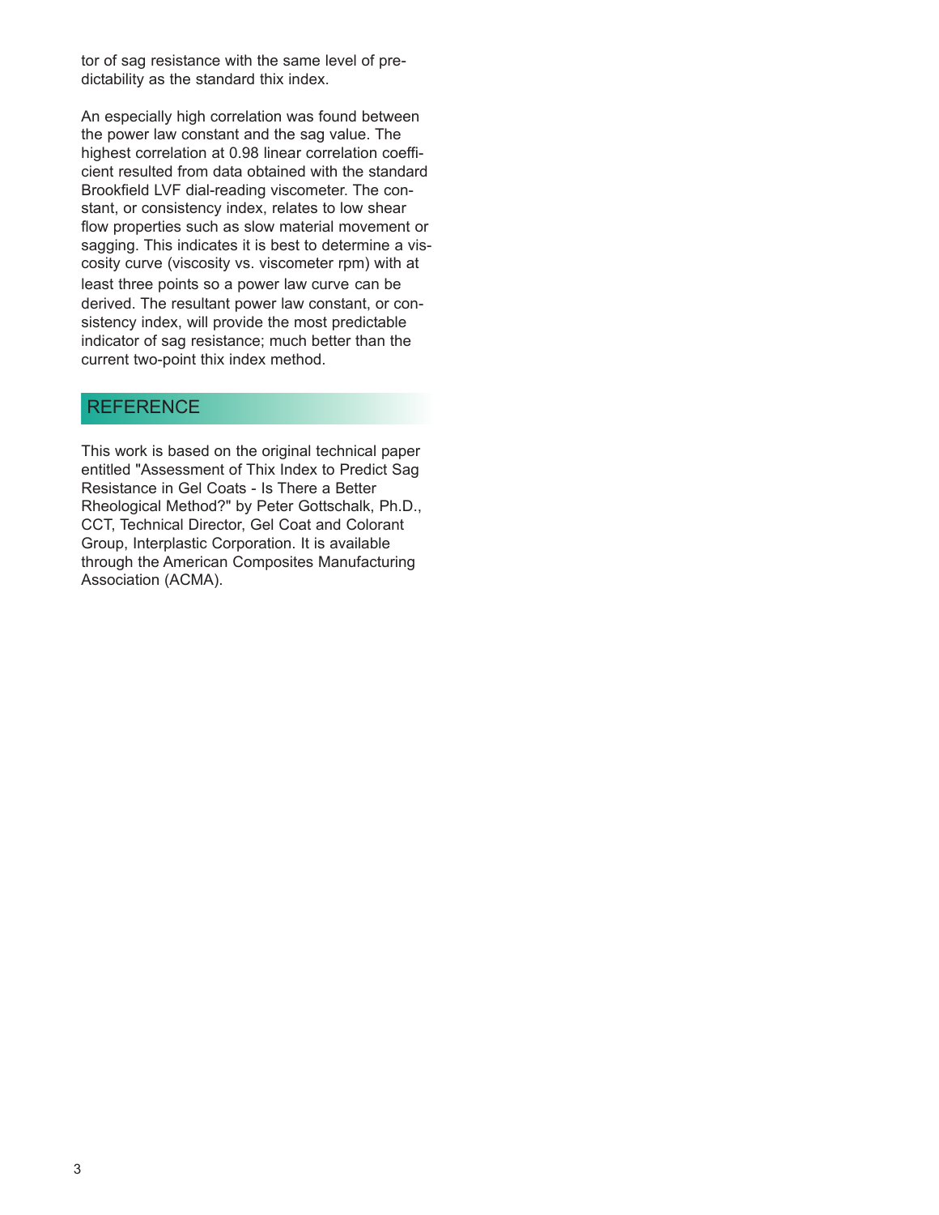tor of sag resistance with the same level of predictability as the standard thix index.

An especially high correlation was found between the power law constant and the sag value. The highest correlation at 0.98 linear correlation coefficient resulted from data obtained with the standard Brookfield LVF dial-reading viscometer. The constant, or consistency index, relates to low shear flow properties such as slow material movement or sagging. This indicates it is best to determine a viscosity curve (viscosity vs. viscometer rpm) with at least three points so a power law curve can be derived. The resultant power law constant, or consistency index, will provide the most predictable indicator of sag resistance; much better than the current two-point thix index method.

## REFERENCE

This work is based on the original technical paper entitled "Assessment of Thix Index to Predict Sag Resistance in Gel Coats - Is There a Better Rheological Method?" by Peter Gottschalk, Ph.D., CCT, Technical Director, Gel Coat and Colorant Group, Interplastic Corporation. It is available through the American Composites Manufacturing Association (ACMA).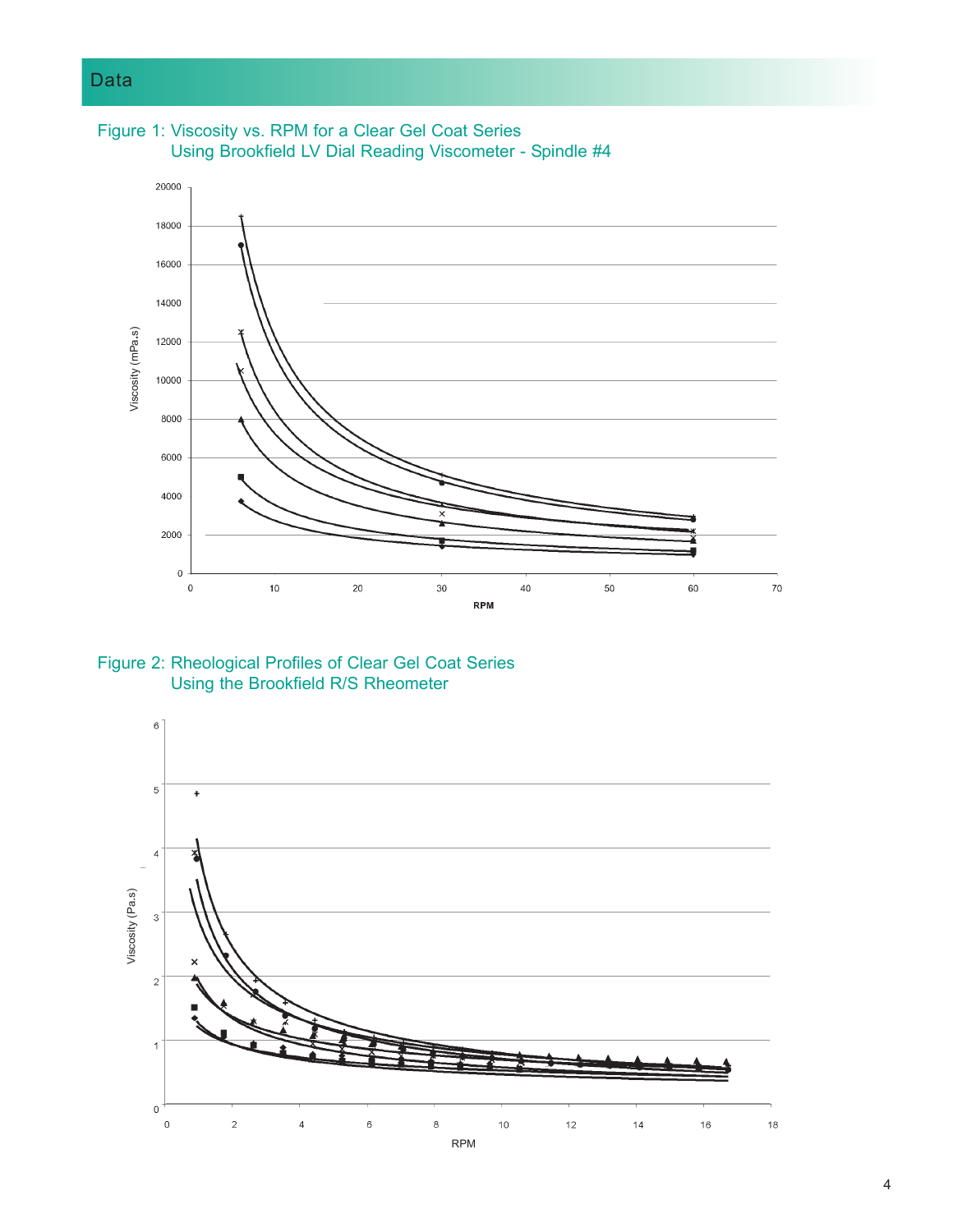## Data

Figure 1: Viscosity vs. RPM for a Clear Gel Coat Series Using Brookfield LV Dial Reading Viscometer - Spindle #4

Figure 2: Rheological Profiles of Clear Gel Coat Series Using the Brookfield R/S Rheometer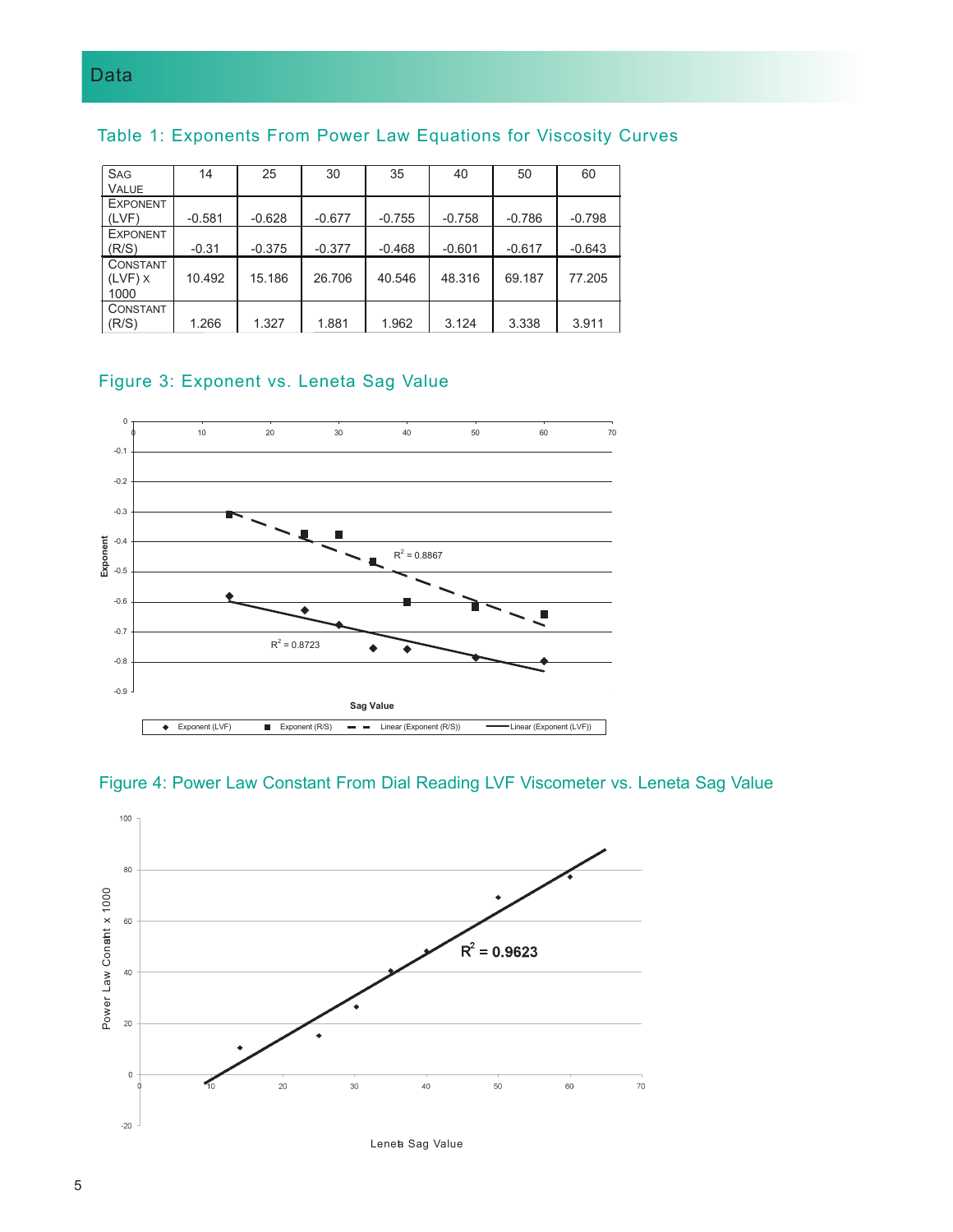## Data

### Table 1: Exponents From Power Law Equations for Viscosity Curves

| Sag Value | 14 | 25 | 30 | 35 | 40 | 50 | 60 |
|---|---|---|---|---|---|---|---|
| Exponent (LVF) | -0.581 | -0.628 | -0.677 | -0.755 | -0.758 | -0.786 | -0.798 |
| Exponent (R/S) | -0.31 | -0.375 | -0.377 | -0.468 | -0.601 | -0.617 | -0.643 |
| Constant (LVF) x 1000 | 10.492 | 15.186 | 26.706 | 40.546 | 48.316 | 69.187 | 77.205 |
| Constant (R/S) | 1.266 | 1.327 | 1.881 | 1.962 | 3.124 | 3.338 | 3.911 |

### Figure 3: Exponent vs. Leneta Sag Value

### Figure 4: Power Law Constant From Dial Reading LVF Viscometer vs. Leneta Sag Value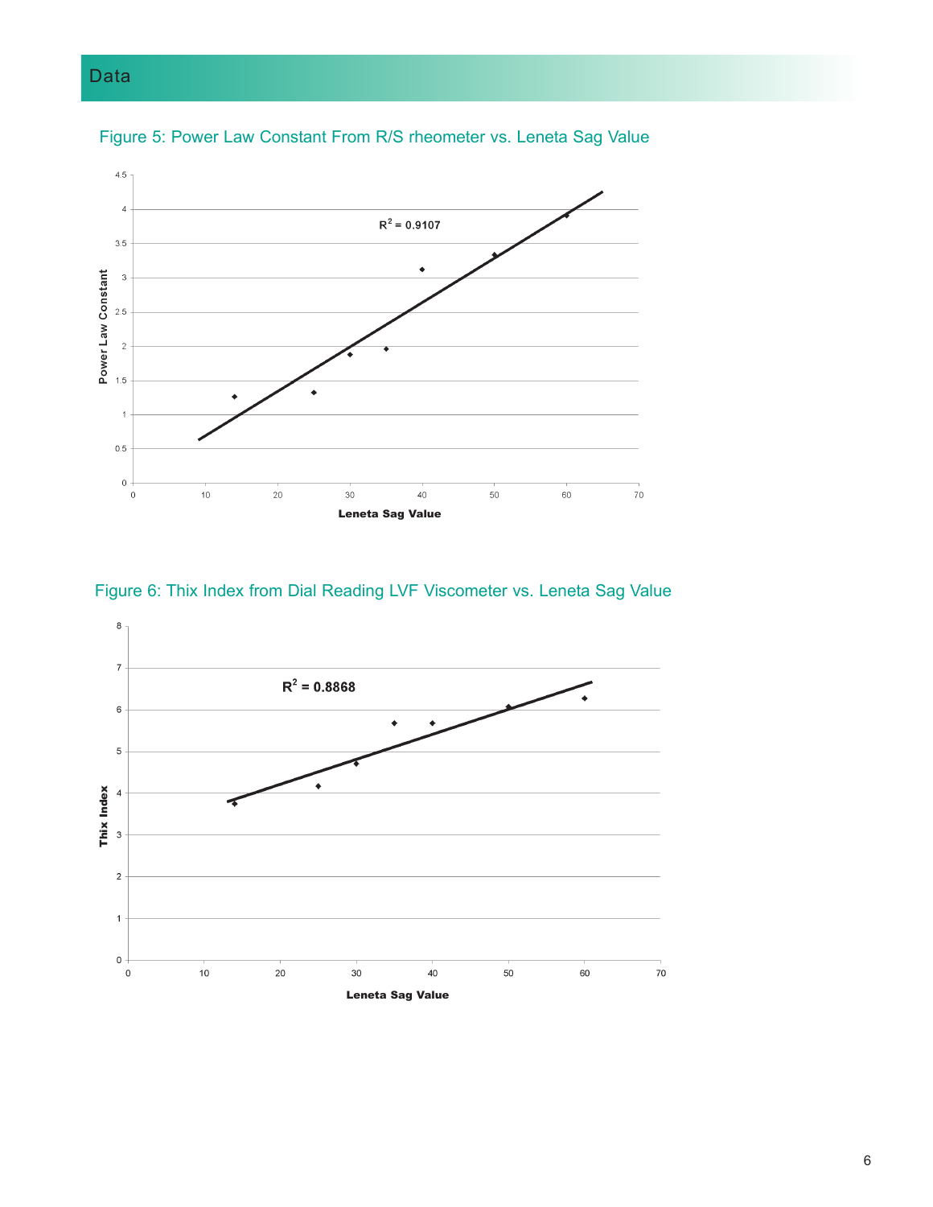## Data

Figure 5: Power Law Constant From R/S rheometer vs. Leneta Sag Value

Figure 6: Thix Index from Dial Reading LVF Viscometer vs. Leneta Sag Value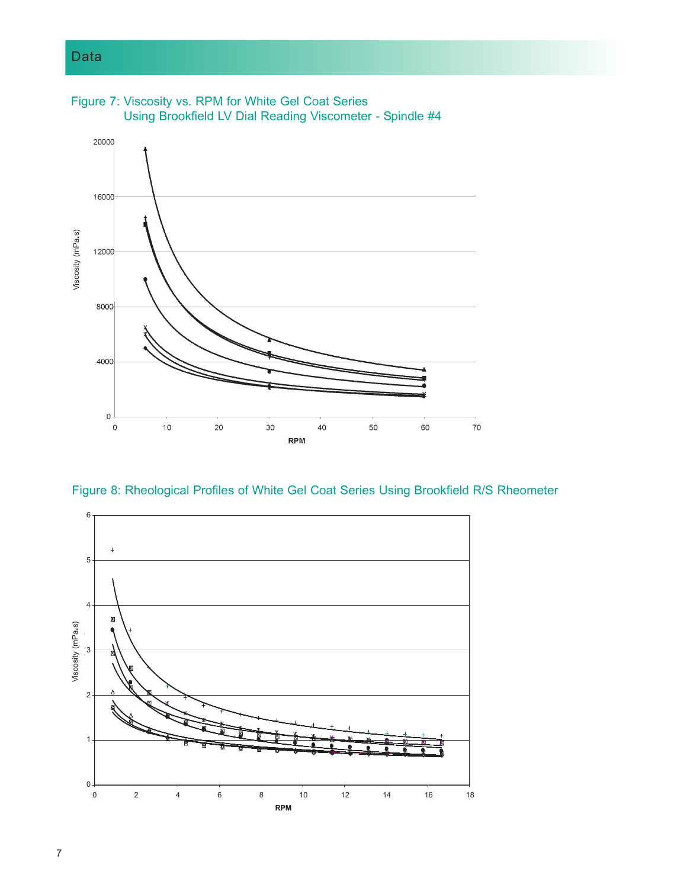## Data

Figure 7: Viscosity vs. RPM for White Gel Coat Series Using Brookfield LV Dial Reading Viscometer - Spindle #4

Figure 8: Rheological Profiles of White Gel Coat Series Using Brookfield R/S Rheometer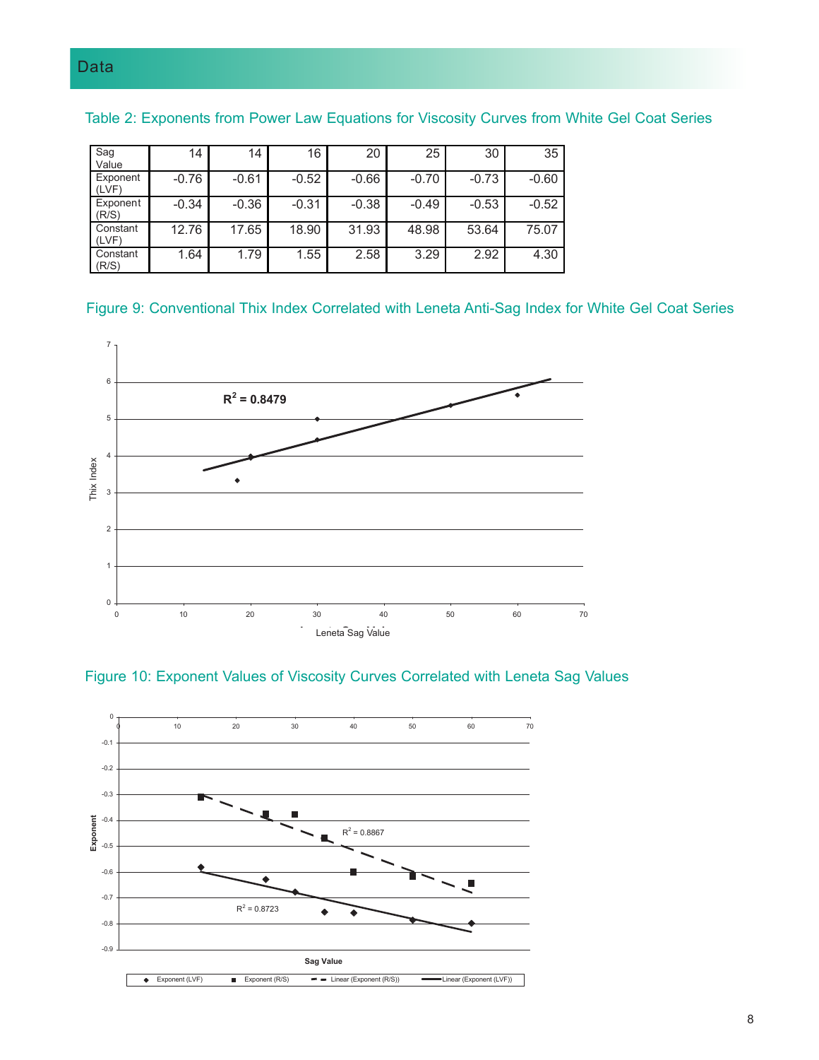## Data

Table 2: Exponents from Power Law Equations for Viscosity Curves from White Gel Coat Series

| Sag Value | 14 | 14 | 16 | 20 | 25 | 30 | 35 |
|---|---|---|---|---|---|---|---|
| Exponent (LVF) | -0.76 | -0.61 | -0.52 | -0.66 | -0.70 | -0.73 | -0.60 |
| Exponent (R/S) | -0.34 | -0.36 | -0.31 | -0.38 | -0.49 | -0.53 | -0.52 |
| Constant (LVF) | 12.76 | 17.65 | 18.90 | 31.93 | 48.98 | 53.64 | 75.07 |
| Constant (R/S) | 1.64 | 1.79 | 1.55 | 2.58 | 3.29 | 2.92 | 4.30 |

Figure 9: Conventional Thix Index Correlated with Leneta Anti-Sag Index for White Gel Coat Series

Figure 10: Exponent Values of Viscosity Curves Correlated with Leneta Sag Values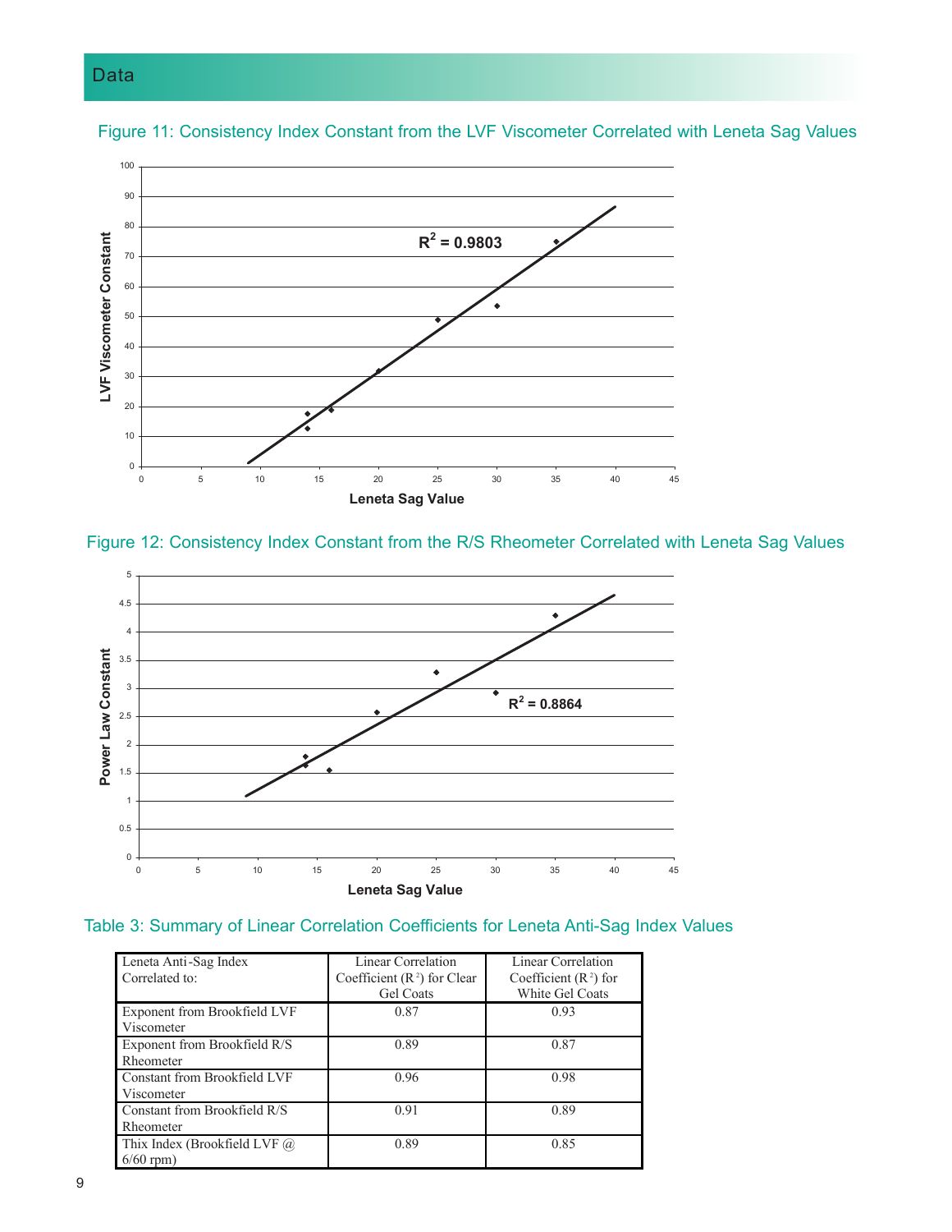## Data

Figure 11: Consistency Index Constant from the LVF Viscometer Correlated with Leneta Sag Values

Figure 12: Consistency Index Constant from the R/S Rheometer Correlated with Leneta Sag Values

Table 3: Summary of Linear Correlation Coefficients for Leneta Anti-Sag Index Values

| Leneta Anti-Sag Index Correlated to: | Linear Correlation Coefficient ($R^2$) for Clear Gel Coats | Linear Correlation Coefficient ($R^2$) for White Gel Coats |
|---|---|---|
| Exponent from Brookfield LVF Viscometer | 0.87 | 0.93 |
| Exponent from Brookfield R/S Rheometer | 0.89 | 0.87 |
| Constant from Brookfield LVF Viscometer | 0.96 | 0.98 |
| Constant from Brookfield R/S Rheometer | 0.91 | 0.89 |
| Thix Index (Brookfield LVF @ 6/60 rpm) | 0.89 | 0.85 |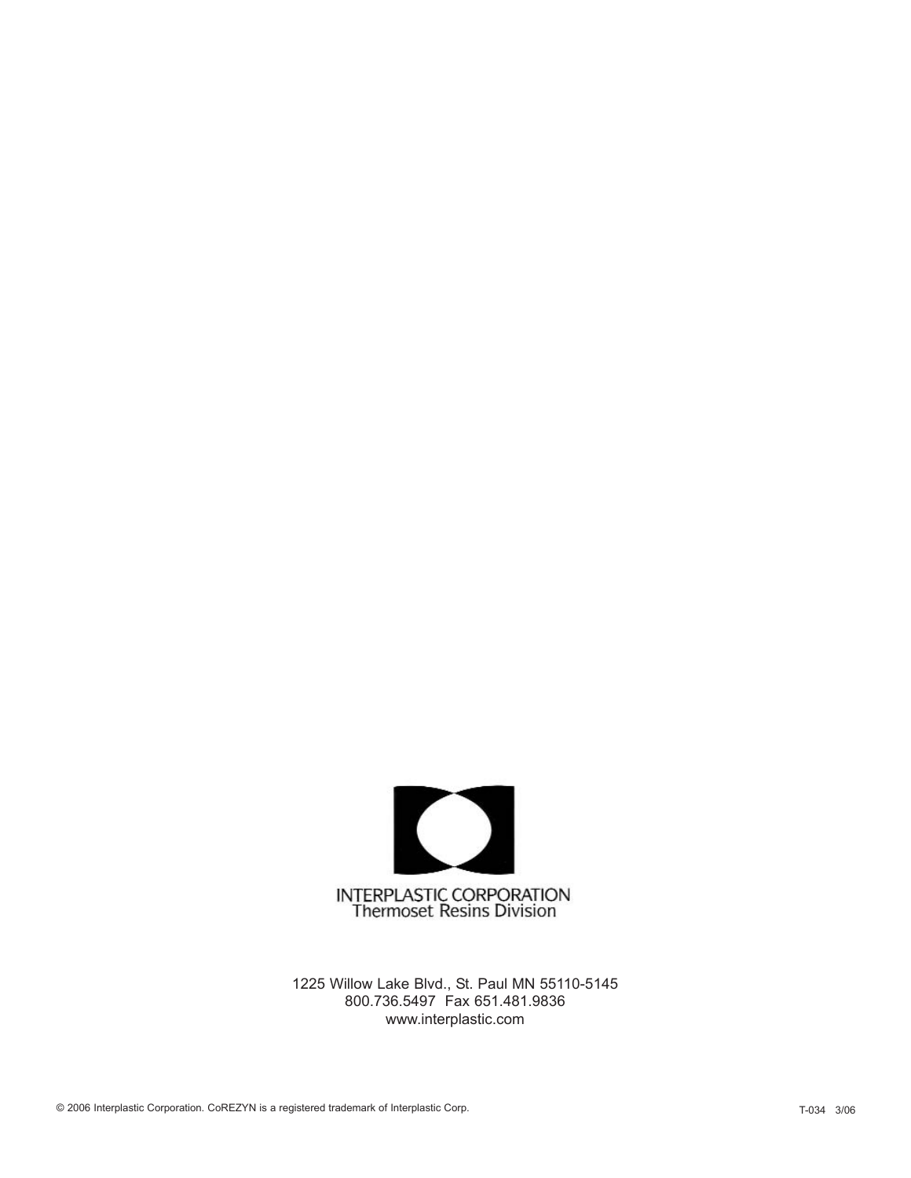INTERPLASTIC CORPORATION
Thermoset Resins Division

1225 Willow Lake Blvd., St. Paul MN 55110-5145
800.736.5497 Fax 651.481.9836
www.interplastic.com

© 2006 Interplastic Corporation. CoREZYN is a registered trademark of Interplastic Corp.

T-034 3/06